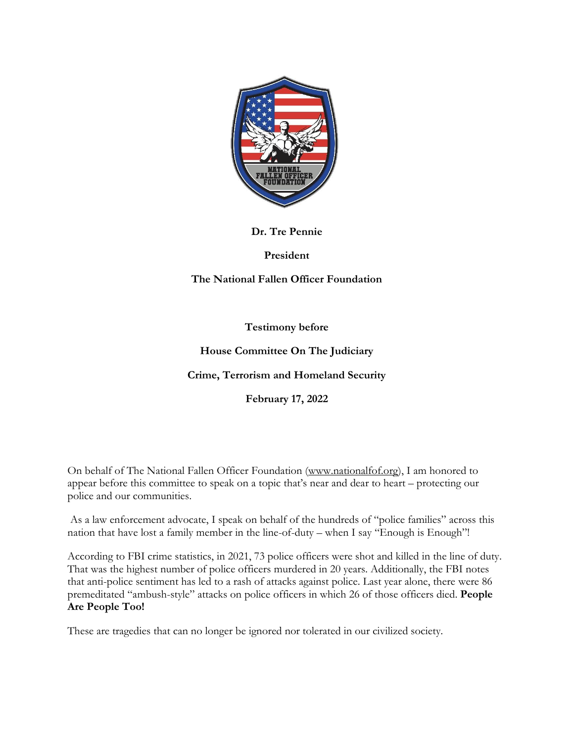**Dr. Tre Pennie**

**President**

**The National Fallen Officer Foundation**

**Testimony before**

**House Committee On The Judiciary**

**Crime, Terrorism and Homeland Security**

**February 17, 2022**

On behalf of The National Fallen Officer Foundation (www.nationalfof.org), I am honored to appear before this committee to speak on a topic that's near and dear to heart – protecting our police and our communities.

As a law enforcement advocate, I speak on behalf of the hundreds of "police families" across this nation that have lost a family member in the line-of-duty – when I say "Enough is Enough"!

According to FBI crime statistics, in 2021, 73 police officers were shot and killed in the line of duty. That was the highest number of police officers murdered in 20 years. Additionally, the FBI notes that anti-police sentiment has led to a rash of attacks against police. Last year alone, there were 86 premeditated "ambush-style" attacks on police officers in which 26 of those officers died. **People Are People Too!**

These are tragedies that can no longer be ignored nor tolerated in our civilized society.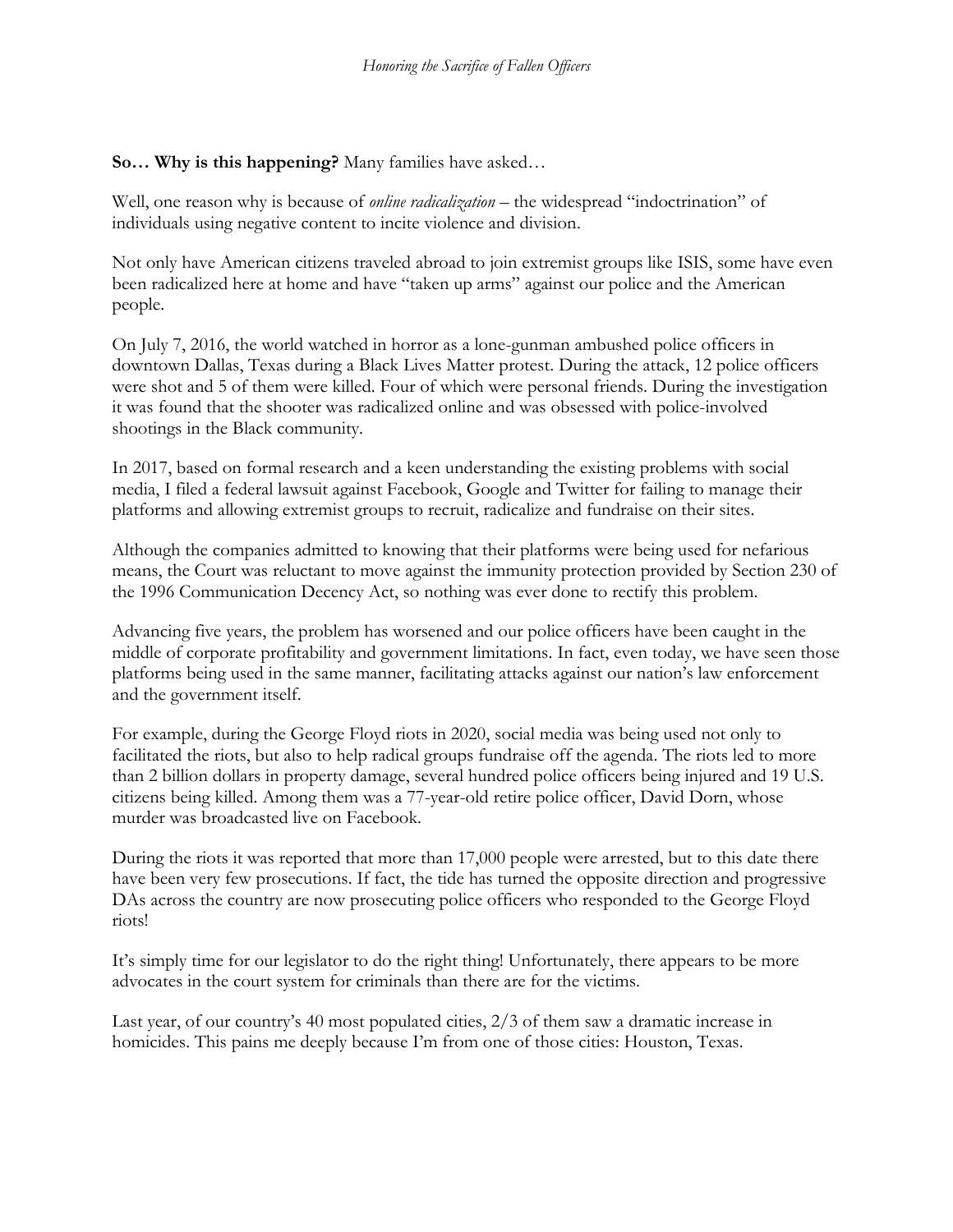**So… Why is this happening?** Many families have asked…

Well, one reason why is because of *online radicalization* – the widespread "indoctrination" of individuals using negative content to incite violence and division.

Not only have American citizens traveled abroad to join extremist groups like ISIS, some have even been radicalized here at home and have "taken up arms" against our police and the American people.

On July 7, 2016, the world watched in horror as a lone-gunman ambushed police officers in downtown Dallas, Texas during a Black Lives Matter protest. During the attack, 12 police officers were shot and 5 of them were killed. Four of which were personal friends. During the investigation it was found that the shooter was radicalized online and was obsessed with police-involved shootings in the Black community.

In 2017, based on formal research and a keen understanding the existing problems with social media, I filed a federal lawsuit against Facebook, Google and Twitter for failing to manage their platforms and allowing extremist groups to recruit, radicalize and fundraise on their sites.

Although the companies admitted to knowing that their platforms were being used for nefarious means, the Court was reluctant to move against the immunity protection provided by Section 230 of the 1996 Communication Decency Act, so nothing was ever done to rectify this problem.

Advancing five years, the problem has worsened and our police officers have been caught in the middle of corporate profitability and government limitations. In fact, even today, we have seen those platforms being used in the same manner, facilitating attacks against our nation's law enforcement and the government itself.

For example, during the George Floyd riots in 2020, social media was being used not only to facilitated the riots, but also to help radical groups fundraise off the agenda. The riots led to more than 2 billion dollars in property damage, several hundred police officers being injured and 19 U.S. citizens being killed. Among them was a 77-year-old retire police officer, David Dorn, whose murder was broadcasted live on Facebook.

During the riots it was reported that more than 17,000 people were arrested, but to this date there have been very few prosecutions. If fact, the tide has turned the opposite direction and progressive DAs across the country are now prosecuting police officers who responded to the George Floyd riots!

It's simply time for our legislator to do the right thing! Unfortunately, there appears to be more advocates in the court system for criminals than there are for the victims.

Last year, of our country's 40 most populated cities, 2/3 of them saw a dramatic increase in homicides. This pains me deeply because I'm from one of those cities: Houston, Texas.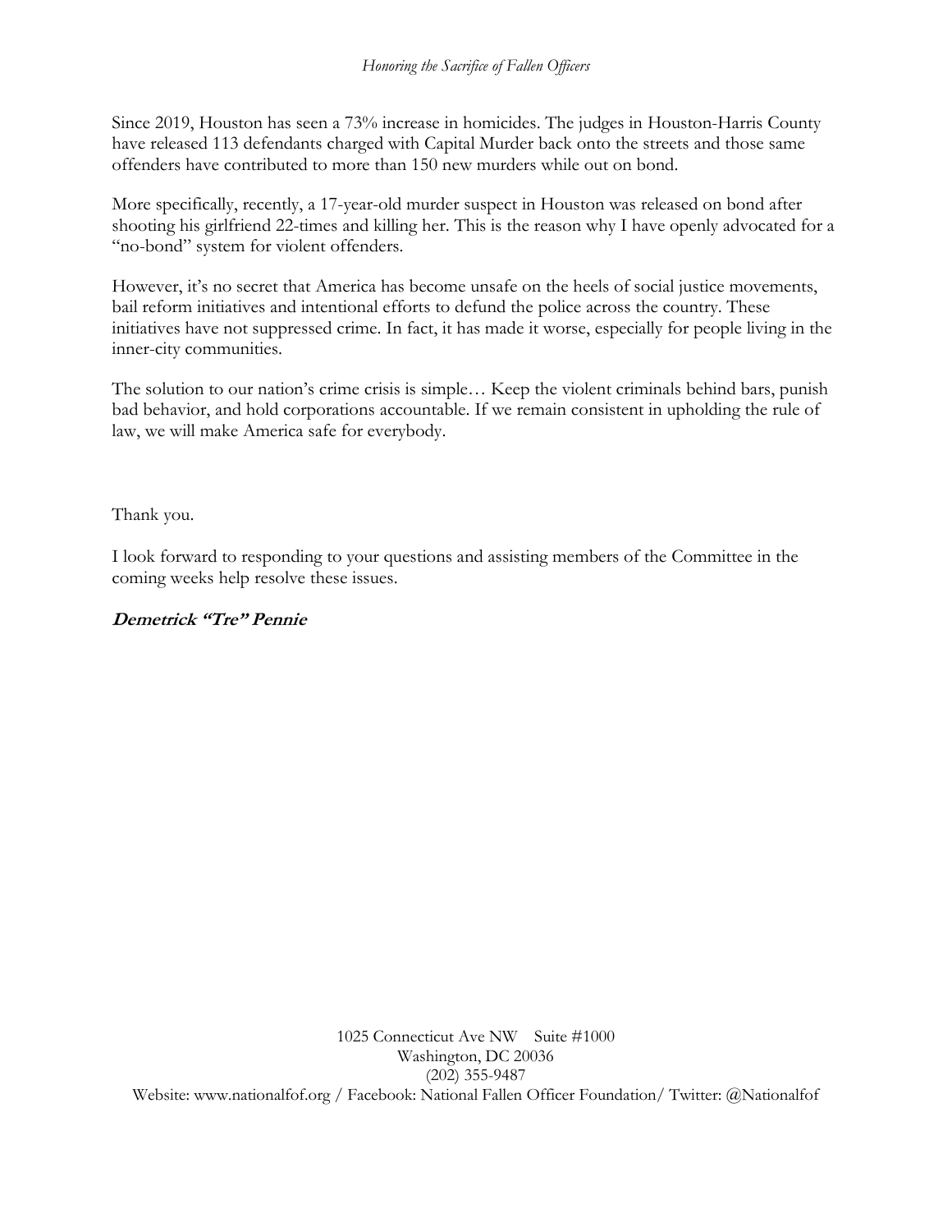Since 2019, Houston has seen a 73% increase in homicides. The judges in Houston-Harris County have released 113 defendants charged with Capital Murder back onto the streets and those same offenders have contributed to more than 150 new murders while out on bond.

More specifically, recently, a 17-year-old murder suspect in Houston was released on bond after shooting his girlfriend 22-times and killing her. This is the reason why I have openly advocated for a "no-bond" system for violent offenders.

However, it's no secret that America has become unsafe on the heels of social justice movements, bail reform initiatives and intentional efforts to defund the police across the country. These initiatives have not suppressed crime. In fact, it has made it worse, especially for people living in the inner-city communities.

The solution to our nation's crime crisis is simple… Keep the violent criminals behind bars, punish bad behavior, and hold corporations accountable. If we remain consistent in upholding the rule of law, we will make America safe for everybody.

Thank you.

I look forward to responding to your questions and assisting members of the Committee in the coming weeks help resolve these issues.

***Demetrick "Tre" Pennie***

1025 Connecticut Ave NW Suite #1000
Washington, DC 20036
(202) 355-9487
Website: www.nationalfof.org / Facebook: National Fallen Officer Foundation/ Twitter: @Nationalfof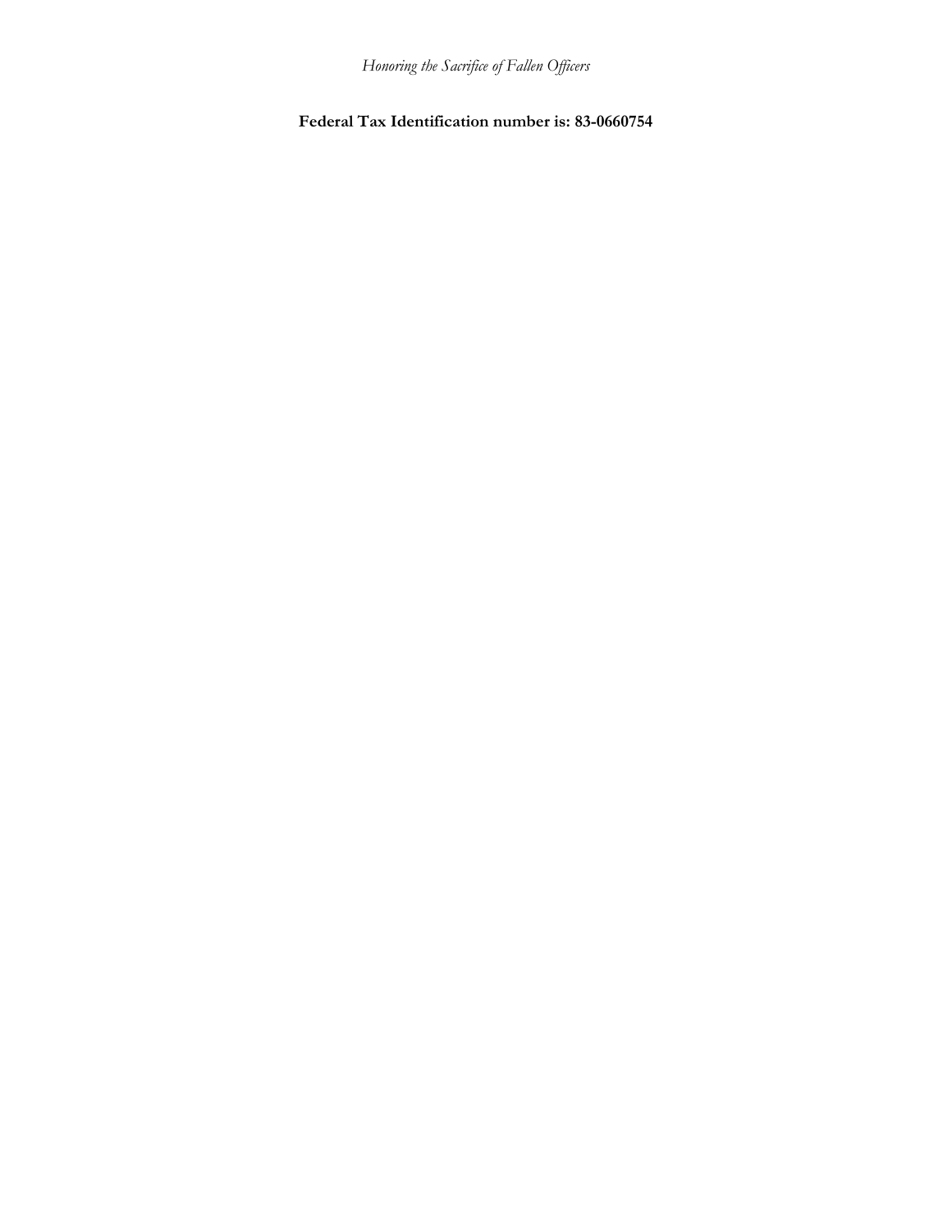**Federal Tax Identification number is: 83-0660754**